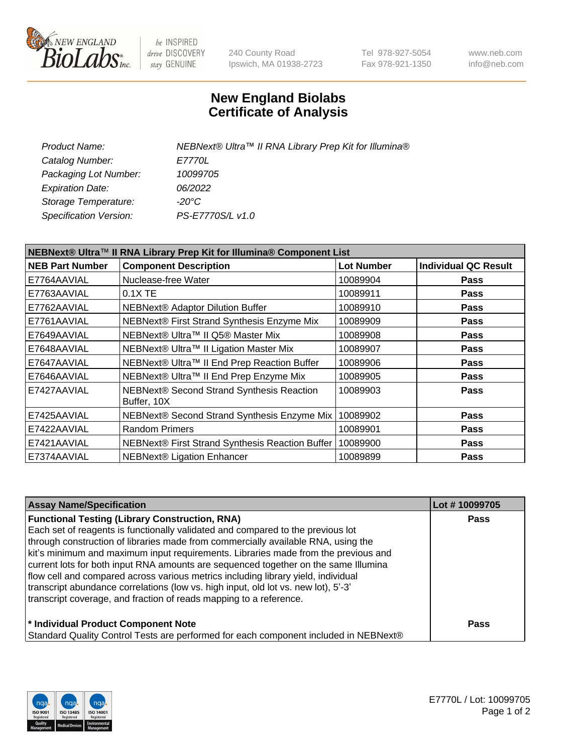# New England Biolabs
# Certificate of Analysis

| | |
|---|---|
| *Product Name:* | *NEBNext® Ultra™ II RNA Library Prep Kit for Illumina®* |
| *Catalog Number:* | *E7770L* |
| *Packaging Lot Number:* | *10099705* |
| *Expiration Date:* | *06/2022* |
| *Storage Temperature:* | *-20°C* |
| *Specification Version:* | *PS-E7770S/L v1.0* |

| NEBNext® Ultra™ II RNA Library Prep Kit for Illumina® Component List | | | |
|---|---|---|---|
| **NEB Part Number** | **Component Description** | **Lot Number** | **Individual QC Result** |
| E7764AAVIAL | Nuclease-free Water | 10089904 | **Pass** |
| E7763AAVIAL | 0.1X TE | 10089911 | **Pass** |
| E7762AAVIAL | NEBNext® Adaptor Dilution Buffer | 10089910 | **Pass** |
| E7761AAVIAL | NEBNext® First Strand Synthesis Enzyme Mix | 10089909 | **Pass** |
| E7649AAVIAL | NEBNext® Ultra™ II Q5® Master Mix | 10089908 | **Pass** |
| E7648AAVIAL | NEBNext® Ultra™ II Ligation Master Mix | 10089907 | **Pass** |
| E7647AAVIAL | NEBNext® Ultra™ II End Prep Reaction Buffer | 10089906 | **Pass** |
| E7646AAVIAL | NEBNext® Ultra™ II End Prep Enzyme Mix | 10089905 | **Pass** |
| E7427AAVIAL | NEBNext® Second Strand Synthesis Reaction Buffer, 10X | 10089903 | **Pass** |
| E7425AAVIAL | NEBNext® Second Strand Synthesis Enzyme Mix | 10089902 | **Pass** |
| E7422AAVIAL | Random Primers | 10089901 | **Pass** |
| E7421AAVIAL | NEBNext® First Strand Synthesis Reaction Buffer | 10089900 | **Pass** |
| E7374AAVIAL | NEBNext® Ligation Enhancer | 10089899 | **Pass** |

| Assay Name/Specification | Lot # 10099705 |
|---|---|
| **Functional Testing (Library Construction, RNA)**<br>Each set of reagents is functionally validated and compared to the previous lot through construction of libraries made from commercially available RNA, using the kit's minimum and maximum input requirements. Libraries made from the previous and current lots for both input RNA amounts are sequenced together on the same Illumina flow cell and compared across various metrics including library yield, individual transcript abundance correlations (low vs. high input, old lot vs. new lot), 5'-3' transcript coverage, and fraction of reads mapping to a reference. | **Pass** |
| **\* Individual Product Component Note**<br>Standard Quality Control Tests are performed for each component included in NEBNext® | **Pass** |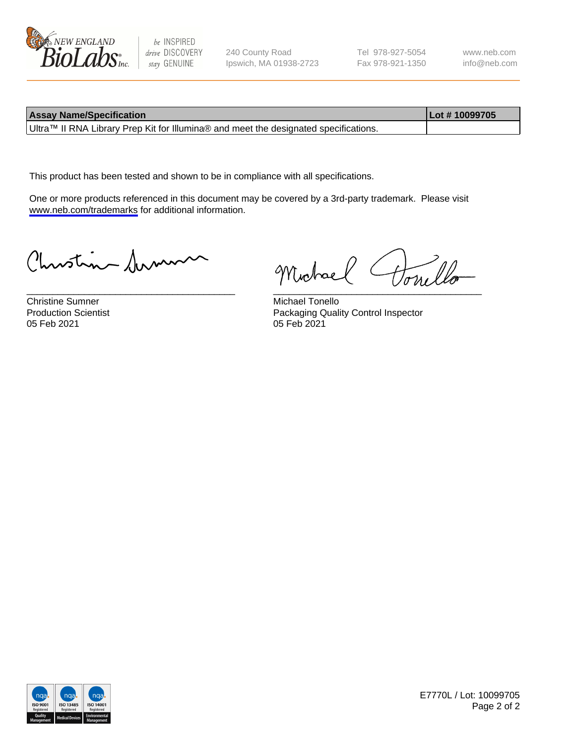| Assay Name/Specification | Lot # 10099705 |
|---|---|
| Ultra™ II RNA Library Prep Kit for Illumina® and meet the designated specifications. | |

This product has been tested and shown to be in compliance with all specifications.

One or more products referenced in this document may be covered by a 3rd-party trademark. Please visit www.neb.com/trademarks for additional information.

Christine Sumner
Production Scientist
05 Feb 2021

Michael Tonello
Packaging Quality Control Inspector
05 Feb 2021

E7770L / Lot: 10099705